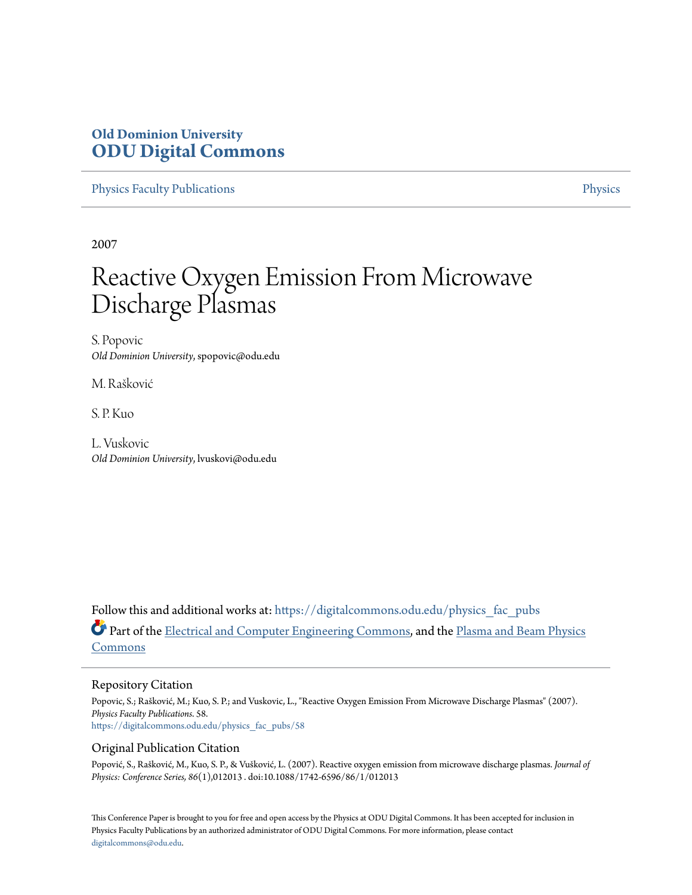**Old Dominion University**
**ODU Digital Commons**

Physics Faculty Publications | Physics

2007

# Reactive Oxygen Emission From Microwave Discharge Plasmas

S. Popovic
*Old Dominion University*, spopovic@odu.edu

M. Rašković

S. P. Kuo

L. Vuskovic
*Old Dominion University*, lvuskovi@odu.edu

Follow this and additional works at: https://digitalcommons.odu.edu/physics_fac_pubs

Part of the Electrical and Computer Engineering Commons, and the Plasma and Beam Physics Commons

## Repository Citation

Popovic, S.; Rašković, M.; Kuo, S. P.; and Vuskovic, L., "Reactive Oxygen Emission From Microwave Discharge Plasmas" (2007). *Physics Faculty Publications*. 58.
https://digitalcommons.odu.edu/physics_fac_pubs/58

## Original Publication Citation

Popović, S., Rašković, M., Kuo, S. P., & Vušković, L. (2007). Reactive oxygen emission from microwave discharge plasmas. *Journal of Physics: Conference Series, 86*(1),012013 . doi:10.1088/1742-6596/86/1/012013

This Conference Paper is brought to you for free and open access by the Physics at ODU Digital Commons. It has been accepted for inclusion in Physics Faculty Publications by an authorized administrator of ODU Digital Commons. For more information, please contact digitalcommons@odu.edu.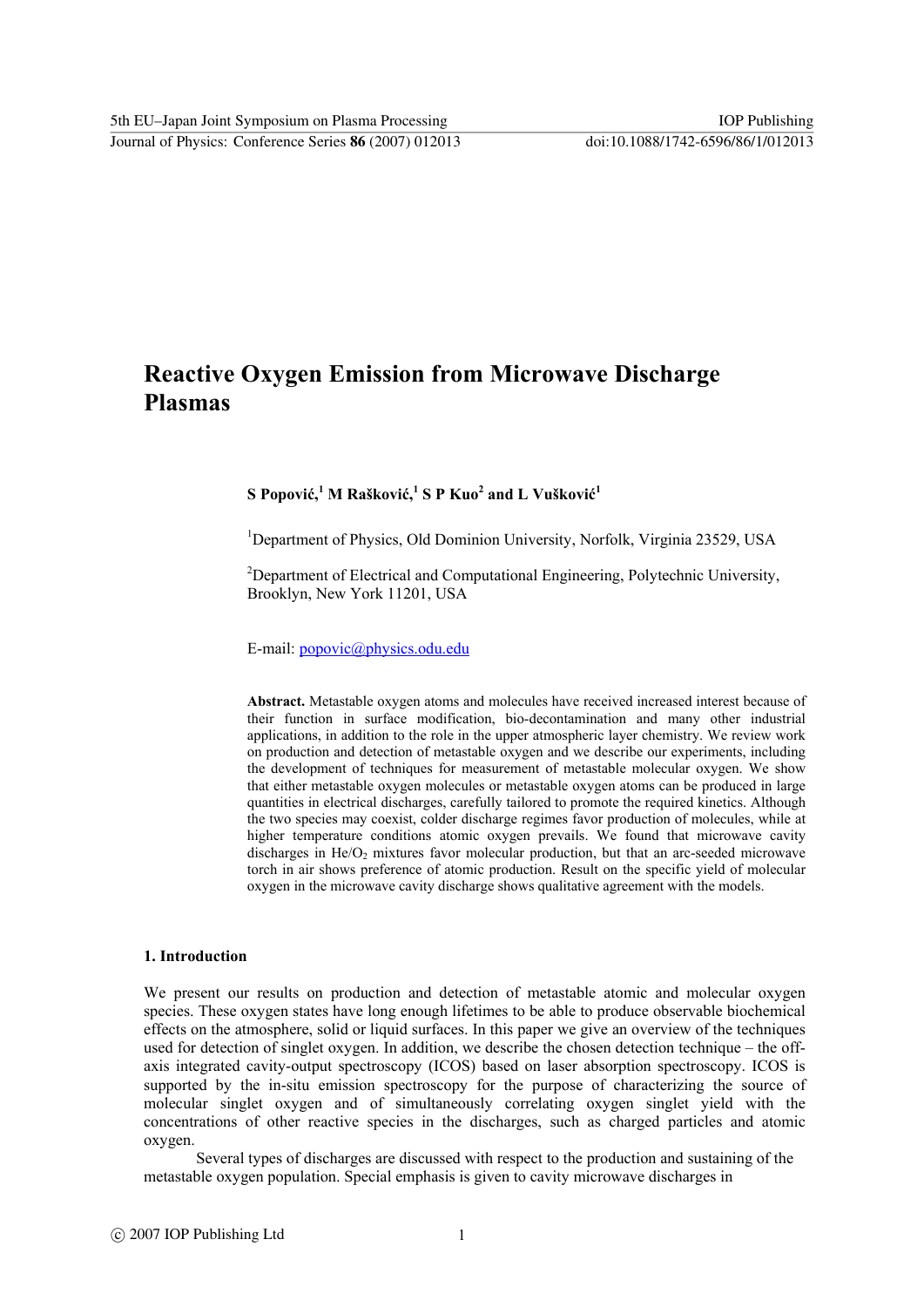# Reactive Oxygen Emission from Microwave Discharge Plasmas

**S Popović,[1] M Rašković,[1] S P Kuo[2] and L Vušković[1]**

[1]Department of Physics, Old Dominion University, Norfolk, Virginia 23529, USA

[2]Department of Electrical and Computational Engineering, Polytechnic University, Brooklyn, New York 11201, USA

E-mail: popovic@physics.odu.edu

**Abstract.** Metastable oxygen atoms and molecules have received increased interest because of their function in surface modification, bio-decontamination and many other industrial applications, in addition to the role in the upper atmospheric layer chemistry. We review work on production and detection of metastable oxygen and we describe our experiments, including the development of techniques for measurement of metastable molecular oxygen. We show that either metastable oxygen molecules or metastable oxygen atoms can be produced in large quantities in electrical discharges, carefully tailored to promote the required kinetics. Although the two species may coexist, colder discharge regimes favor production of molecules, while at higher temperature conditions atomic oxygen prevails. We found that microwave cavity discharges in He/$O_2$ mixtures favor molecular production, but that an arc-seeded microwave torch in air shows preference of atomic production. Result on the specific yield of molecular oxygen in the microwave cavity discharge shows qualitative agreement with the models.

## 1. Introduction

We present our results on production and detection of metastable atomic and molecular oxygen species. These oxygen states have long enough lifetimes to be able to produce observable biochemical effects on the atmosphere, solid or liquid surfaces. In this paper we give an overview of the techniques used for detection of singlet oxygen. In addition, we describe the chosen detection technique – the off-axis integrated cavity-output spectroscopy (ICOS) based on laser absorption spectroscopy. ICOS is supported by the in-situ emission spectroscopy for the purpose of characterizing the source of molecular singlet oxygen and of simultaneously correlating oxygen singlet yield with the concentrations of other reactive species in the discharges, such as charged particles and atomic oxygen.

Several types of discharges are discussed with respect to the production and sustaining of the metastable oxygen population. Special emphasis is given to cavity microwave discharges in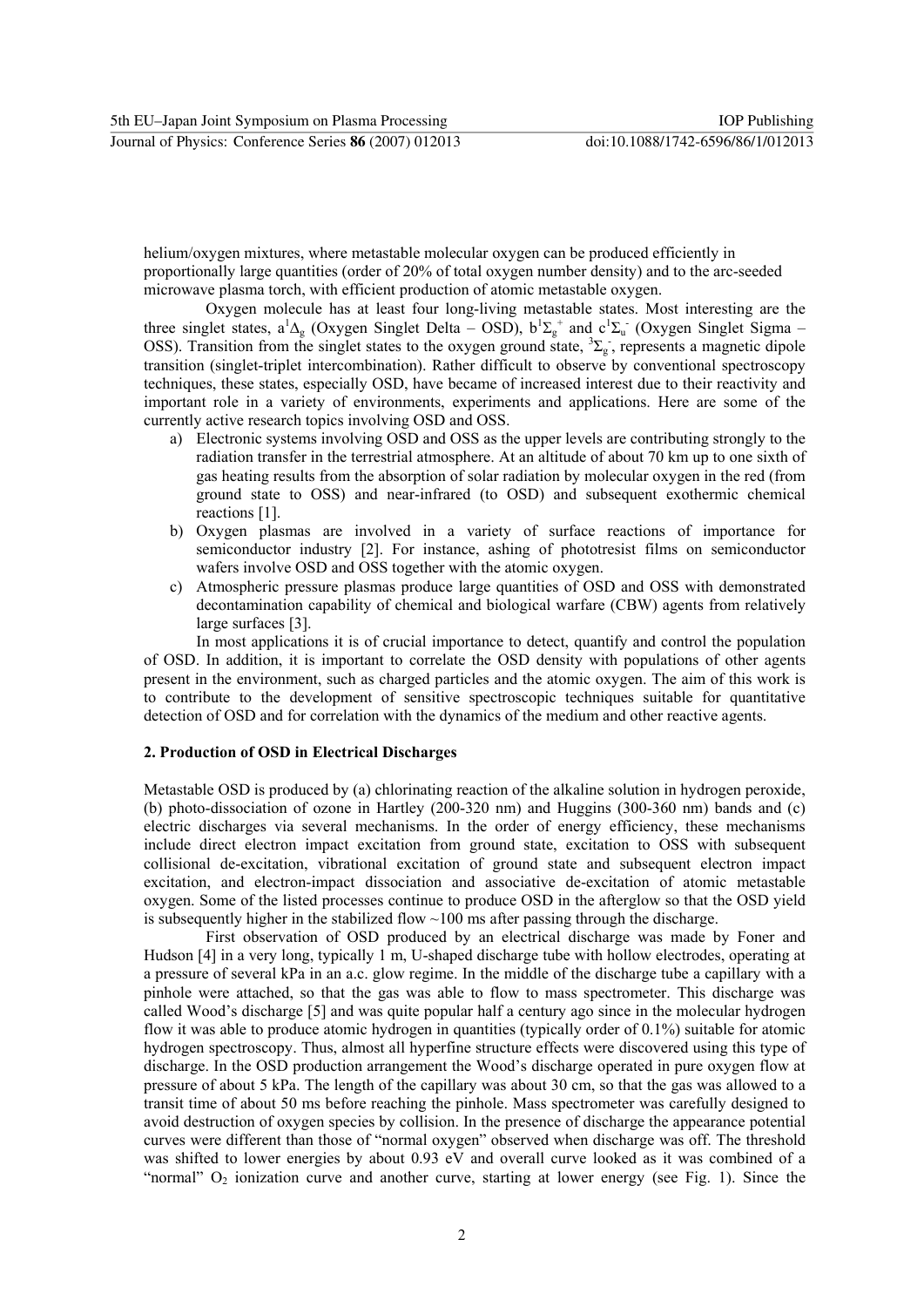helium/oxygen mixtures, where metastable molecular oxygen can be produced efficiently in proportionally large quantities (order of 20% of total oxygen number density) and to the arc-seeded microwave plasma torch, with efficient production of atomic metastable oxygen.

Oxygen molecule has at least four long-living metastable states. Most interesting are the three singlet states, $a^1\Delta_g$ (Oxygen Singlet Delta – OSD), $b^1\Sigma_g^+$ and $c^1\Sigma_u^-$ (Oxygen Singlet Sigma – OSS). Transition from the singlet states to the oxygen ground state, $^3\Sigma_g^-$, represents a magnetic dipole transition (singlet-triplet intercombination). Rather difficult to observe by conventional spectroscopy techniques, these states, especially OSD, have became of increased interest due to their reactivity and important role in a variety of environments, experiments and applications. Here are some of the currently active research topics involving OSD and OSS.

a) Electronic systems involving OSD and OSS as the upper levels are contributing strongly to the radiation transfer in the terrestrial atmosphere. At an altitude of about 70 km up to one sixth of gas heating results from the absorption of solar radiation by molecular oxygen in the red (from ground state to OSS) and near-infrared (to OSD) and subsequent exothermic chemical reactions [1].
b) Oxygen plasmas are involved in a variety of surface reactions of importance for semiconductor industry [2]. For instance, ashing of phototresist films on semiconductor wafers involve OSD and OSS together with the atomic oxygen.
c) Atmospheric pressure plasmas produce large quantities of OSD and OSS with demonstrated decontamination capability of chemical and biological warfare (CBW) agents from relatively large surfaces [3].

In most applications it is of crucial importance to detect, quantify and control the population of OSD. In addition, it is important to correlate the OSD density with populations of other agents present in the environment, such as charged particles and the atomic oxygen. The aim of this work is to contribute to the development of sensitive spectroscopic techniques suitable for quantitative detection of OSD and for correlation with the dynamics of the medium and other reactive agents.

## 2. Production of OSD in Electrical Discharges

Metastable OSD is produced by (a) chlorinating reaction of the alkaline solution in hydrogen peroxide, (b) photo-dissociation of ozone in Hartley (200-320 nm) and Huggins (300-360 nm) bands and (c) electric discharges via several mechanisms. In the order of energy efficiency, these mechanisms include direct electron impact excitation from ground state, excitation to OSS with subsequent collisional de-excitation, vibrational excitation of ground state and subsequent electron impact excitation, and electron-impact dissociation and associative de-excitation of atomic metastable oxygen. Some of the listed processes continue to produce OSD in the afterglow so that the OSD yield is subsequently higher in the stabilized flow ~100 ms after passing through the discharge.

First observation of OSD produced by an electrical discharge was made by Foner and Hudson [4] in a very long, typically 1 m, U-shaped discharge tube with hollow electrodes, operating at a pressure of several kPa in an a.c. glow regime. In the middle of the discharge tube a capillary with a pinhole were attached, so that the gas was able to flow to mass spectrometer. This discharge was called Wood's discharge [5] and was quite popular half a century ago since in the molecular hydrogen flow it was able to produce atomic hydrogen in quantities (typically order of 0.1%) suitable for atomic hydrogen spectroscopy. Thus, almost all hyperfine structure effects were discovered using this type of discharge. In the OSD production arrangement the Wood's discharge operated in pure oxygen flow at pressure of about 5 kPa. The length of the capillary was about 30 cm, so that the gas was allowed to a transit time of about 50 ms before reaching the pinhole. Mass spectrometer was carefully designed to avoid destruction of oxygen species by collision. In the presence of discharge the appearance potential curves were different than those of "normal oxygen" observed when discharge was off. The threshold was shifted to lower energies by about 0.93 eV and overall curve looked as it was combined of a "normal" $O_2$ ionization curve and another curve, starting at lower energy (see Fig. 1). Since the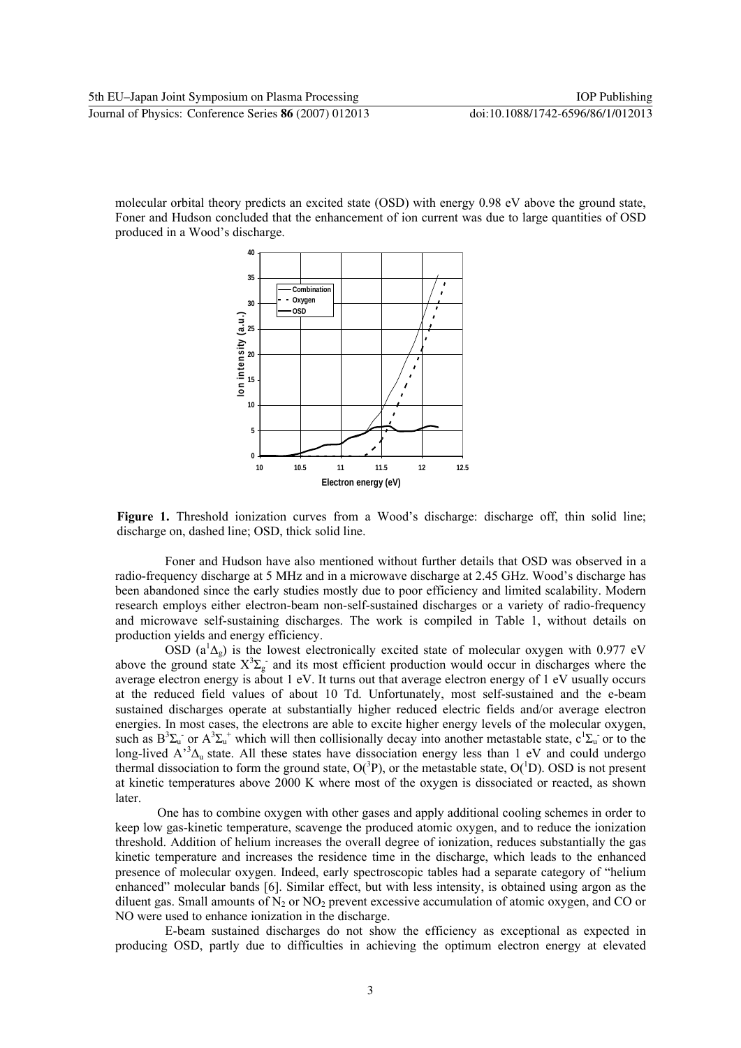molecular orbital theory predicts an excited state (OSD) with energy 0.98 eV above the ground state, Foner and Hudson concluded that the enhancement of ion current was due to large quantities of OSD produced in a Wood's discharge.

**Figure 1.** Threshold ionization curves from a Wood's discharge: discharge off, thin solid line; discharge on, dashed line; OSD, thick solid line.

Foner and Hudson have also mentioned without further details that OSD was observed in a radio-frequency discharge at 5 MHz and in a microwave discharge at 2.45 GHz. Wood's discharge has been abandoned since the early studies mostly due to poor efficiency and limited scalability. Modern research employs either electron-beam non-self-sustained discharges or a variety of radio-frequency and microwave self-sustaining discharges. The work is compiled in Table 1, without details on production yields and energy efficiency.

OSD ($a^1\Delta_g$) is the lowest electronically excited state of molecular oxygen with 0.977 eV above the ground state $X^3\Sigma_g^-$ and its most efficient production would occur in discharges where the average electron energy is about 1 eV. It turns out that average electron energy of 1 eV usually occurs at the reduced field values of about 10 Td. Unfortunately, most self-sustained and the e-beam sustained discharges operate at substantially higher reduced electric fields and/or average electron energies. In most cases, the electrons are able to excite higher energy levels of the molecular oxygen, such as $B^3\Sigma_u^-$ or $A^3\Sigma_u^+$ which will then collisionally decay into another metastable state, $c^1\Sigma_u^-$ or to the long-lived $A'^3\Delta_u$ state. All these states have dissociation energy less than 1 eV and could undergo thermal dissociation to form the ground state, $O(^3P)$, or the metastable state, $O(^1D)$. OSD is not present at kinetic temperatures above 2000 K where most of the oxygen is dissociated or reacted, as shown later.

One has to combine oxygen with other gases and apply additional cooling schemes in order to keep low gas-kinetic temperature, scavenge the produced atomic oxygen, and to reduce the ionization threshold. Addition of helium increases the overall degree of ionization, reduces substantially the gas kinetic temperature and increases the residence time in the discharge, which leads to the enhanced presence of molecular oxygen. Indeed, early spectroscopic tables had a separate category of "helium enhanced" molecular bands [6]. Similar effect, but with less intensity, is obtained using argon as the diluent gas. Small amounts of $N_2$ or $NO_2$ prevent excessive accumulation of atomic oxygen, and CO or NO were used to enhance ionization in the discharge.

E-beam sustained discharges do not show the efficiency as exceptional as expected in producing OSD, partly due to difficulties in achieving the optimum electron energy at elevated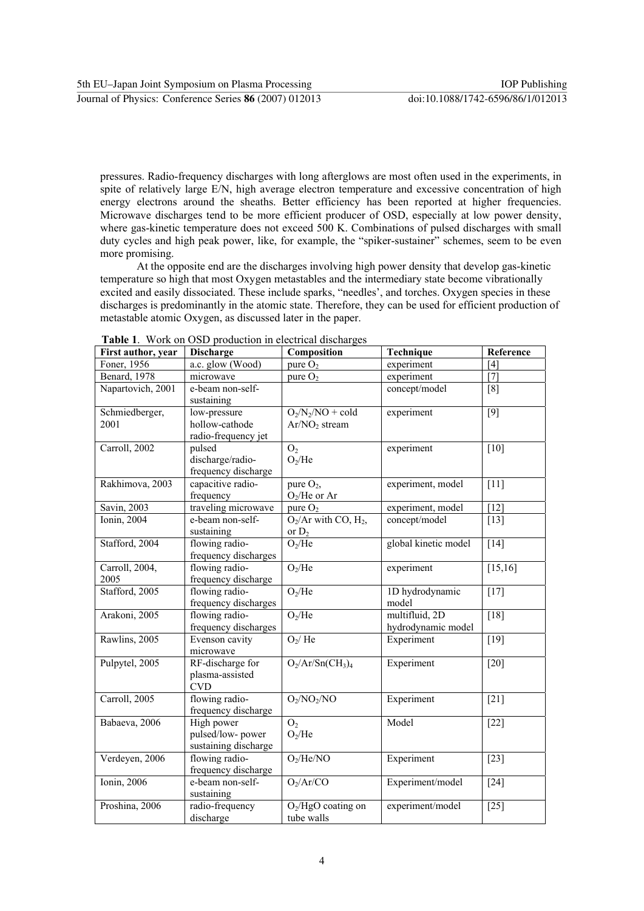pressures. Radio-frequency discharges with long afterglows are most often used in the experiments, in spite of relatively large E/N, high average electron temperature and excessive concentration of high energy electrons around the sheaths. Better efficiency has been reported at higher frequencies. Microwave discharges tend to be more efficient producer of OSD, especially at low power density, where gas-kinetic temperature does not exceed 500 K. Combinations of pulsed discharges with small duty cycles and high peak power, like, for example, the "spiker-sustainer" schemes, seem to be even more promising.

At the opposite end are the discharges involving high power density that develop gas-kinetic temperature so high that most Oxygen metastables and the intermediary state become vibrationally excited and easily dissociated. These include sparks, "needles', and torches. Oxygen species in these discharges is predominantly in the atomic state. Therefore, they can be used for efficient production of metastable atomic Oxygen, as discussed later in the paper.

**Table 1**. Work on OSD production in electrical discharges

| First author, year | Discharge | Composition | Technique | Reference |
|---|---|---|---|---|
| Foner, 1956 | a.c. glow (Wood) | pure $O_2$ | experiment | [4] |
| Benard, 1978 | microwave | pure $O_2$ | experiment | [7] |
| Napartovich, 2001 | e-beam non-self-sustaining | | concept/model | [8] |
| Schmiedberger, 2001 | low-pressure hollow-cathode radio-frequency jet | $O_2/N_2/NO$ + cold $Ar/NO_2$ stream | experiment | [9] |
| Carroll, 2002 | pulsed discharge/radio-frequency discharge | $O_2$<br>$O_2/He$ | experiment | [10] |
| Rakhimova, 2003 | capacitive radio-frequency | pure $O_2$,<br>$O_2/He$ or Ar | experiment, model | [11] |
| Savin, 2003 | traveling microwave | pure $O_2$ | experiment, model | [12] |
| Ionin, 2004 | e-beam non-self-sustaining | $O_2/Ar$ with CO, $H_2$, or $D_2$ | concept/model | [13] |
| Stafford, 2004 | flowing radio-frequency discharges | $O_2/He$ | global kinetic model | [14] |
| Carroll, 2004, 2005 | flowing radio-frequency discharge | $O_2/He$ | experiment | [15,16] |
| Stafford, 2005 | flowing radio-frequency discharges | $O_2/He$ | 1D hydrodynamic model | [17] |
| Arakoni, 2005 | flowing radio-frequency discharges | $O_2/He$ | multifluid, 2D hydrodynamic model | [18] |
| Rawlins, 2005 | Evenson cavity microwave | $O_2/$ He | Experiment | [19] |
| Pulpytel, 2005 | RF-discharge for plasma-assisted CVD | $O_2/Ar/Sn(CH_3)_4$ | Experiment | [20] |
| Carroll, 2005 | flowing radio-frequency discharge | $O_2/NO_2/NO$ | Experiment | [21] |
| Babaeva, 2006 | High power pulsed/low- power sustaining discharge | $O_2$<br>$O_2/He$ | Model | [22] |
| Verdeyen, 2006 | flowing radio-frequency discharge | $O_2/He/NO$ | Experiment | [23] |
| Ionin, 2006 | e-beam non-self-sustaining | $O_2/Ar/CO$ | Experiment/model | [24] |
| Proshina, 2006 | radio-frequency discharge | $O_2/HgO$ coating on tube walls | experiment/model | [25] |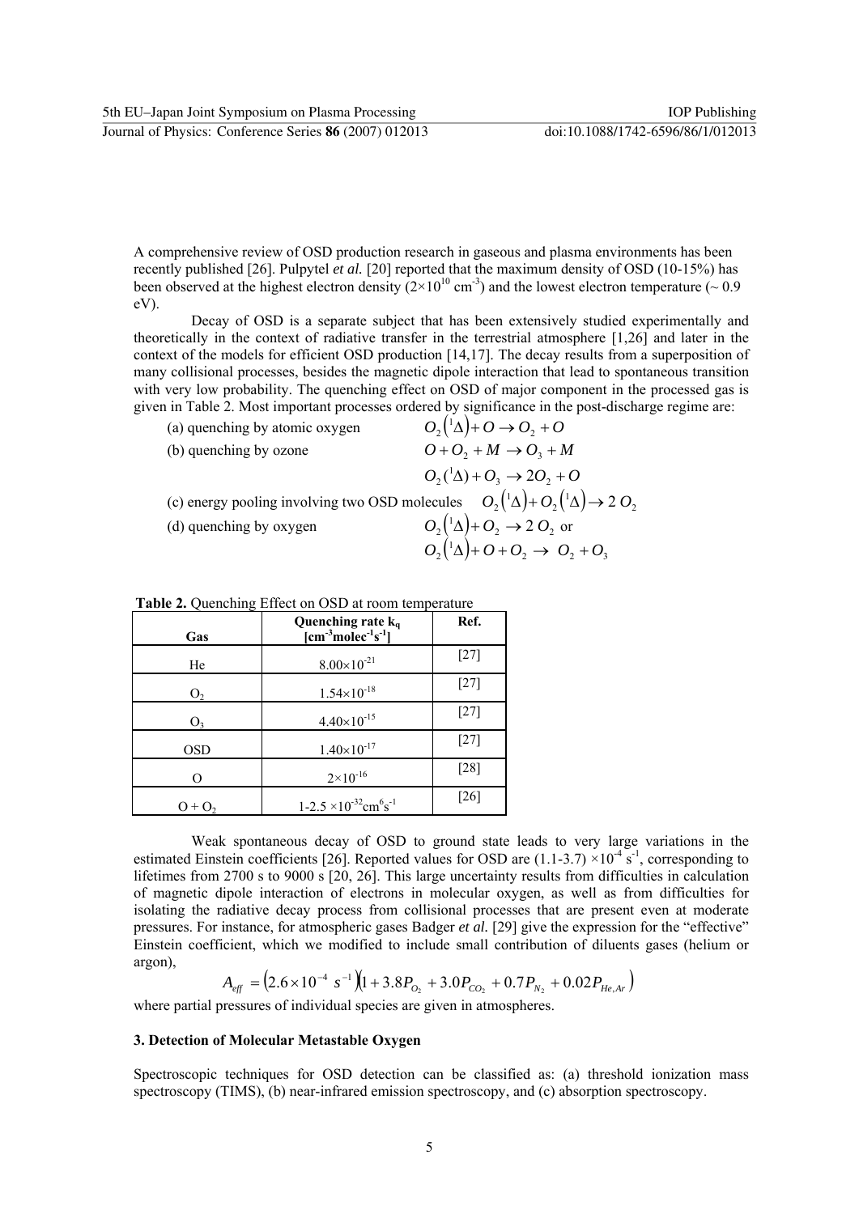A comprehensive review of OSD production research in gaseous and plasma environments has been recently published [26]. Pulpytel *et al.* [20] reported that the maximum density of OSD (10-15%) has been observed at the highest electron density ($2\times10^{10}$ cm$^{-3}$) and the lowest electron temperature (~ 0.9 eV).

Decay of OSD is a separate subject that has been extensively studied experimentally and theoretically in the context of radiative transfer in the terrestrial atmosphere [1,26] and later in the context of the models for efficient OSD production [14,17]. The decay results from a superposition of many collisional processes, besides the magnetic dipole interaction that lead to spontaneous transition with very low probability. The quenching effect on OSD of major component in the processed gas is given in Table 2. Most important processes ordered by significance in the post-discharge regime are:

(a) quenching by atomic oxygen $\quad O_2(^1\Delta) + O \rightarrow O_2 + O$

(b) quenching by ozone $\quad O + O_2 + M \rightarrow O_3 + M$

$$O_2(^1\Delta) + O_3 \rightarrow 2O_2 + O$$

(c) energy pooling involving two OSD molecules $\quad O_2(^1\Delta) + O_2(^1\Delta) \rightarrow 2\,O_2$

(d) quenching by oxygen $\quad O_2(^1\Delta) + O_2 \rightarrow 2\,O_2$ or

$$O_2(^1\Delta) + O + O_2 \rightarrow O_2 + O_3$$

**Table 2.** Quenching Effect on OSD at room temperature

| Gas | Quenching rate $k_q$ [cm$^{-3}$molec$^{-1}$s$^{-1}$] | Ref. |
|---|---|---|
| He | $8.00\times10^{-21}$ | [27] |
| $O_2$ | $1.54\times10^{-18}$ | [27] |
| $O_3$ | $4.40\times10^{-15}$ | [27] |
| OSD | $1.40\times10^{-17}$ | [27] |
| O | $2\times10^{-16}$ | [28] |
| O + $O_2$ | 1-2.5 $\times10^{-32}$cm$^6$s$^{-1}$ | [26] |

Weak spontaneous decay of OSD to ground state leads to very large variations in the estimated Einstein coefficients [26]. Reported values for OSD are (1.1-3.7) $\times10^{-4}$ s$^{-1}$, corresponding to lifetimes from 2700 s to 9000 s [20, 26]. This large uncertainty results from difficulties in calculation of magnetic dipole interaction of electrons in molecular oxygen, as well as from difficulties for isolating the radiative decay process from collisional processes that are present even at moderate pressures. For instance, for atmospheric gases Badger *et al.* [29] give the expression for the "effective" Einstein coefficient, which we modified to include small contribution of diluents gases (helium or argon),

$$A_{eff} = \left(2.6\times10^{-4}\ s^{-1}\right)\left(1 + 3.8P_{O_2} + 3.0P_{CO_2} + 0.7P_{N_2} + 0.02P_{He,Ar}\right)$$

where partial pressures of individual species are given in atmospheres.

### 3. Detection of Molecular Metastable Oxygen

Spectroscopic techniques for OSD detection can be classified as: (a) threshold ionization mass spectroscopy (TIMS), (b) near-infrared emission spectroscopy, and (c) absorption spectroscopy.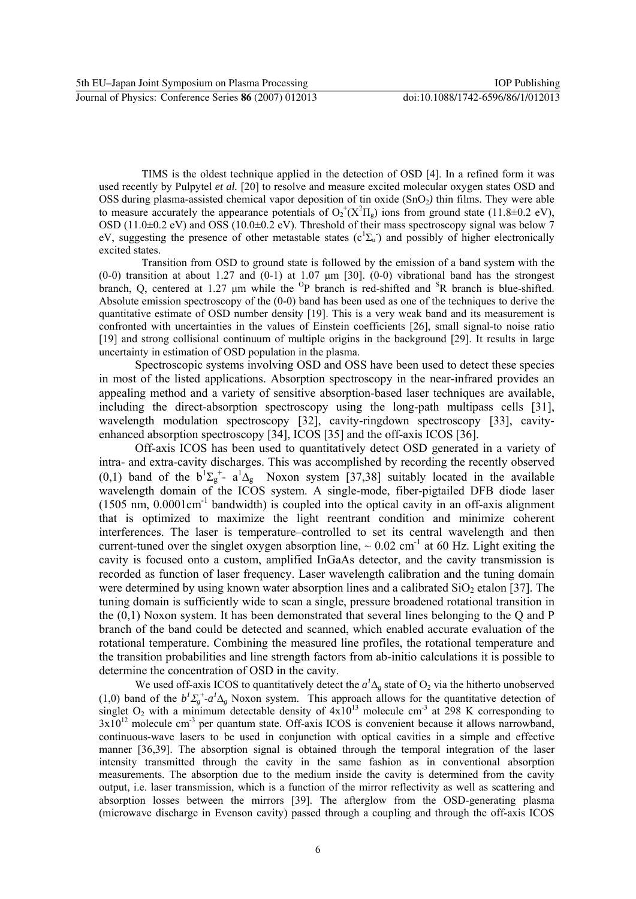TIMS is the oldest technique applied in the detection of OSD [4]. In a refined form it was used recently by Pulpytel *et al.* [20] to resolve and measure excited molecular oxygen states OSD and OSS during plasma-assisted chemical vapor deposition of tin oxide ($SnO_2$) thin films. They were able to measure accurately the appearance potentials of $O_2^+(X^2\Pi_g)$ ions from ground state (11.8±0.2 eV), OSD (11.0±0.2 eV) and OSS (10.0±0.2 eV). Threshold of their mass spectroscopy signal was below 7 eV, suggesting the presence of other metastable states ($c^1\Sigma_u^-$) and possibly of higher electronically excited states.

Transition from OSD to ground state is followed by the emission of a band system with the (0-0) transition at about 1.27 and (0-1) at 1.07 μm [30]. (0-0) vibrational band has the strongest branch, Q, centered at 1.27 μm while the $^{O}P$ branch is red-shifted and $^{S}R$ branch is blue-shifted. Absolute emission spectroscopy of the (0-0) band has been used as one of the techniques to derive the quantitative estimate of OSD number density [19]. This is a very weak band and its measurement is confronted with uncertainties in the values of Einstein coefficients [26], small signal-to noise ratio [19] and strong collisional continuum of multiple origins in the background [29]. It results in large uncertainty in estimation of OSD population in the plasma.

Spectroscopic systems involving OSD and OSS have been used to detect these species in most of the listed applications. Absorption spectroscopy in the near-infrared provides an appealing method and a variety of sensitive absorption-based laser techniques are available, including the direct-absorption spectroscopy using the long-path multipass cells [31], wavelength modulation spectroscopy [32], cavity-ringdown spectroscopy [33], cavity-enhanced absorption spectroscopy [34], ICOS [35] and the off-axis ICOS [36].

Off-axis ICOS has been used to quantitatively detect OSD generated in a variety of intra- and extra-cavity discharges. This was accomplished by recording the recently observed (0,1) band of the $b^1\Sigma_g^+$- $a^1\Delta_g$ Noxon system [37,38] suitably located in the available wavelength domain of the ICOS system. A single-mode, fiber-pigtailed DFB diode laser (1505 nm, 0.0001cm$^{-1}$ bandwidth) is coupled into the optical cavity in an off-axis alignment that is optimized to maximize the light reentrant condition and minimize coherent interferences. The laser is temperature–controlled to set its central wavelength and then current-tuned over the singlet oxygen absorption line, ~ 0.02 cm$^{-1}$ at 60 Hz. Light exiting the cavity is focused onto a custom, amplified InGaAs detector, and the cavity transmission is recorded as function of laser frequency. Laser wavelength calibration and the tuning domain were determined by using known water absorption lines and a calibrated $SiO_2$ etalon [37]. The tuning domain is sufficiently wide to scan a single, pressure broadened rotational transition in the (0,1) Noxon system. It has been demonstrated that several lines belonging to the Q and P branch of the band could be detected and scanned, which enabled accurate evaluation of the rotational temperature. Combining the measured line profiles, the rotational temperature and the transition probabilities and line strength factors from ab-initio calculations it is possible to determine the concentration of OSD in the cavity.

We used off-axis ICOS to quantitatively detect the $a^1\Delta_g$ state of $O_2$ via the hitherto unobserved (1,0) band of the $b^1\Sigma_g^+$-$a^1\Delta_g$ Noxon system. This approach allows for the quantitative detection of singlet $O_2$ with a minimum detectable density of $4x10^{13}$ molecule cm$^{-3}$ at 298 K corresponding to $3x10^{12}$ molecule cm$^{-3}$ per quantum state. Off-axis ICOS is convenient because it allows narrowband, continuous-wave lasers to be used in conjunction with optical cavities in a simple and effective manner [36,39]. The absorption signal is obtained through the temporal integration of the laser intensity transmitted through the cavity in the same fashion as in conventional absorption measurements. The absorption due to the medium inside the cavity is determined from the cavity output, i.e. laser transmission, which is a function of the mirror reflectivity as well as scattering and absorption losses between the mirrors [39]. The afterglow from the OSD-generating plasma (microwave discharge in Evenson cavity) passed through a coupling and through the off-axis ICOS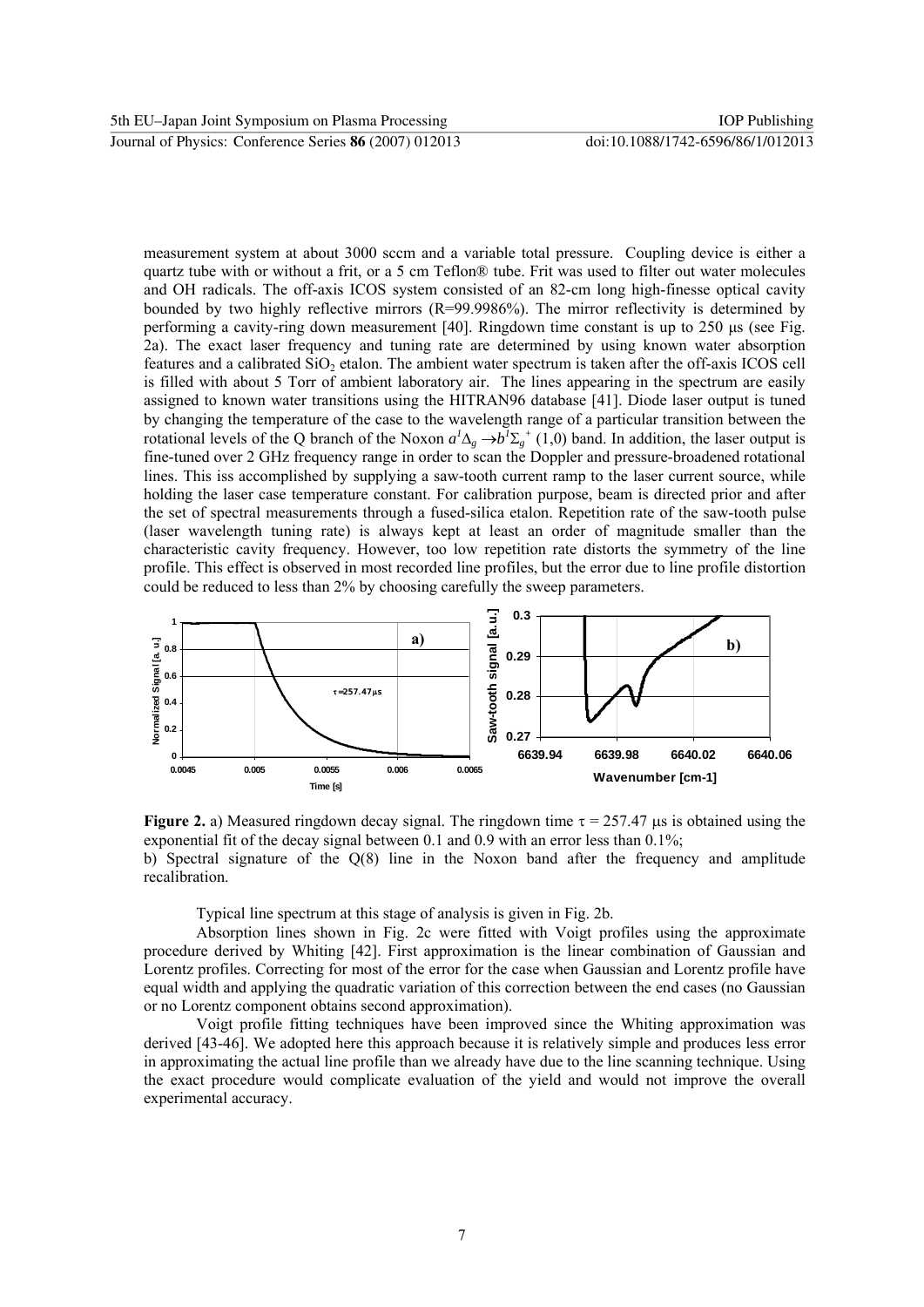measurement system at about 3000 sccm and a variable total pressure. Coupling device is either a quartz tube with or without a frit, or a 5 cm Teflon® tube. Frit was used to filter out water molecules and OH radicals. The off-axis ICOS system consisted of an 82-cm long high-finesse optical cavity bounded by two highly reflective mirrors (R=99.9986%). The mirror reflectivity is determined by performing a cavity-ring down measurement [40]. Ringdown time constant is up to 250 μs (see Fig. 2a). The exact laser frequency and tuning rate are determined by using known water absorption features and a calibrated $SiO_2$ etalon. The ambient water spectrum is taken after the off-axis ICOS cell is filled with about 5 Torr of ambient laboratory air. The lines appearing in the spectrum are easily assigned to known water transitions using the HITRAN96 database [41]. Diode laser output is tuned by changing the temperature of the case to the wavelength range of a particular transition between the rotational levels of the Q branch of the Noxon $a^1\Delta_g \rightarrow b^1\Sigma_g^+$ (1,0) band. In addition, the laser output is fine-tuned over 2 GHz frequency range in order to scan the Doppler and pressure-broadened rotational lines. This iss accomplished by supplying a saw-tooth current ramp to the laser current source, while holding the laser case temperature constant. For calibration purpose, beam is directed prior and after the set of spectral measurements through a fused-silica etalon. Repetition rate of the saw-tooth pulse (laser wavelength tuning rate) is always kept at least an order of magnitude smaller than the characteristic cavity frequency. However, too low repetition rate distorts the symmetry of the line profile. This effect is observed in most recorded line profiles, but the error due to line profile distortion could be reduced to less than 2% by choosing carefully the sweep parameters.

**Figure 2.** a) Measured ringdown decay signal. The ringdown time $\tau$ = 257.47 μs is obtained using the exponential fit of the decay signal between 0.1 and 0.9 with an error less than 0.1%;
b) Spectral signature of the Q(8) line in the Noxon band after the frequency and amplitude recalibration.

Typical line spectrum at this stage of analysis is given in Fig. 2b.

Absorption lines shown in Fig. 2c were fitted with Voigt profiles using the approximate procedure derived by Whiting [42]. First approximation is the linear combination of Gaussian and Lorentz profiles. Correcting for most of the error for the case when Gaussian and Lorentz profile have equal width and applying the quadratic variation of this correction between the end cases (no Gaussian or no Lorentz component obtains second approximation).

Voigt profile fitting techniques have been improved since the Whiting approximation was derived [43-46]. We adopted here this approach because it is relatively simple and produces less error in approximating the actual line profile than we already have due to the line scanning technique. Using the exact procedure would complicate evaluation of the yield and would not improve the overall experimental accuracy.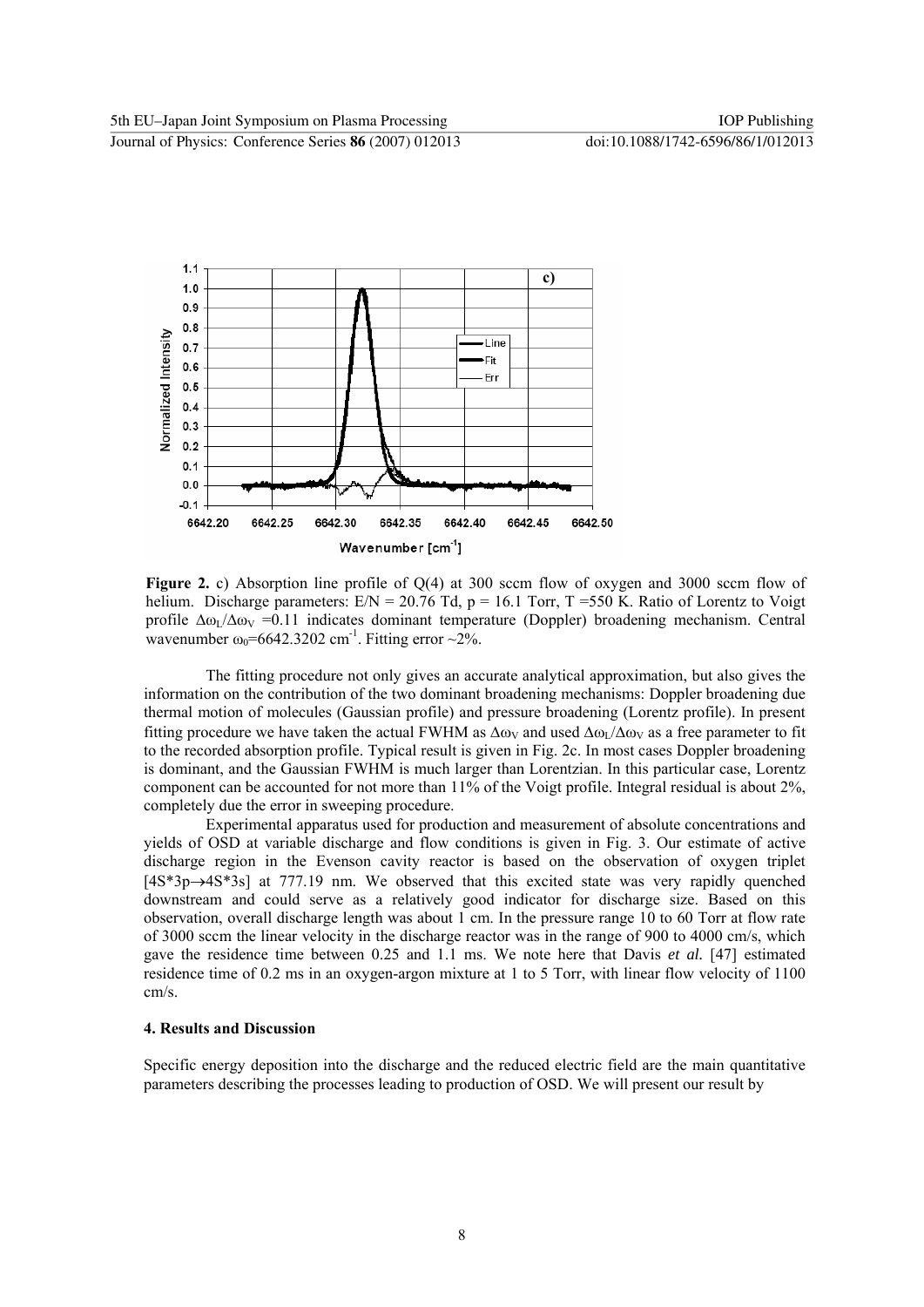**Figure 2.** c) Absorption line profile of Q(4) at 300 sccm flow of oxygen and 3000 sccm flow of helium. Discharge parameters: $E/N = 20.76$ Td, $p = 16.1$ Torr, $T = 550$ K. Ratio of Lorentz to Voigt profile $\Delta\omega_L/\Delta\omega_V = 0.11$ indicates dominant temperature (Doppler) broadening mechanism. Central wavenumber $\omega_0 = 6642.3202$ cm$^{-1}$. Fitting error ~2%.

The fitting procedure not only gives an accurate analytical approximation, but also gives the information on the contribution of the two dominant broadening mechanisms: Doppler broadening due thermal motion of molecules (Gaussian profile) and pressure broadening (Lorentz profile). In present fitting procedure we have taken the actual FWHM as $\Delta\omega_V$ and used $\Delta\omega_L/\Delta\omega_V$ as a free parameter to fit to the recorded absorption profile. Typical result is given in Fig. 2c. In most cases Doppler broadening is dominant, and the Gaussian FWHM is much larger than Lorentzian. In this particular case, Lorentz component can be accounted for not more than 11% of the Voigt profile. Integral residual is about 2%, completely due the error in sweeping procedure.

Experimental apparatus used for production and measurement of absolute concentrations and yields of OSD at variable discharge and flow conditions is given in Fig. 3. Our estimate of active discharge region in the Evenson cavity reactor is based on the observation of oxygen triplet [4S*3p→4S*3s] at 777.19 nm. We observed that this excited state was very rapidly quenched downstream and could serve as a relatively good indicator for discharge size. Based on this observation, overall discharge length was about 1 cm. In the pressure range 10 to 60 Torr at flow rate of 3000 sccm the linear velocity in the discharge reactor was in the range of 900 to 4000 cm/s, which gave the residence time between 0.25 and 1.1 ms. We note here that Davis *et al.* [47] estimated residence time of 0.2 ms in an oxygen-argon mixture at 1 to 5 Torr, with linear flow velocity of 1100 cm/s.

#### 4. Results and Discussion

Specific energy deposition into the discharge and the reduced electric field are the main quantitative parameters describing the processes leading to production of OSD. We will present our result by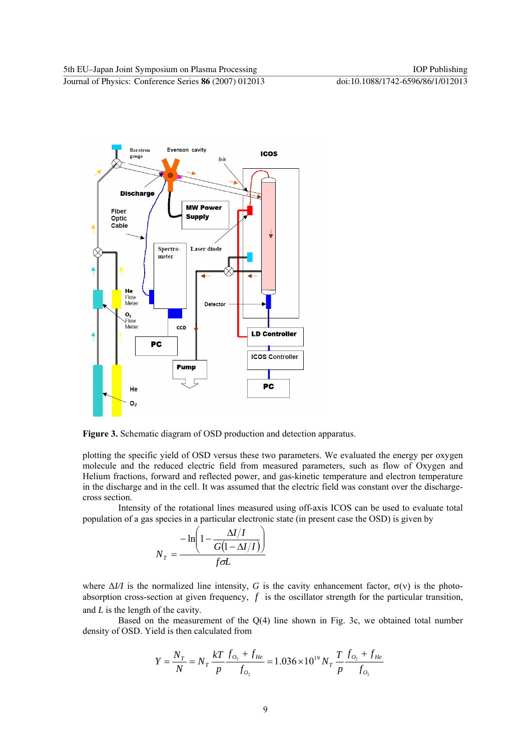**Figure 3.** Schematic diagram of OSD production and detection apparatus.

plotting the specific yield of OSD versus these two parameters. We evaluated the energy per oxygen molecule and the reduced electric field from measured parameters, such as flow of Oxygen and Helium fractions, forward and reflected power, and gas-kinetic temperature and electron temperature in the discharge and in the cell. It was assumed that the electric field was constant over the discharge-cross section.

Intensity of the rotational lines measured using off-axis ICOS can be used to evaluate total population of a gas species in a particular electronic state (in present case the OSD) is given by

$$N_T = \frac{-\ln\left(1 - \dfrac{\Delta I/I}{G(1-\Delta I/I)}\right)}{f\sigma L}$$

where $\Delta I/I$ is the normalized line intensity, $G$ is the cavity enhancement factor, $\sigma(\nu)$ is the photo-absorption cross-section at given frequency, $f$ is the oscillator strength for the particular transition, and $L$ is the length of the cavity.

Based on the measurement of the Q(4) line shown in Fig. 3c, we obtained total number density of OSD. Yield is then calculated from

$$Y = \frac{N_T}{N} = N_T \frac{kT}{p} \frac{f_{O_2} + f_{He}}{f_{O_2}} = 1.036 \times 10^{19} N_T \frac{T}{p} \frac{f_{O_2} + f_{He}}{f_{O_2}}$$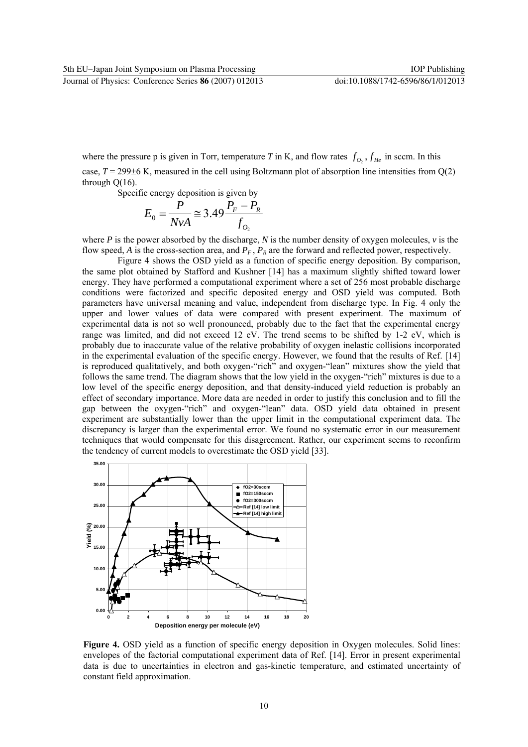where the pressure p is given in Torr, temperature $T$ in K, and flow rates $f_{O_2}$, $f_{He}$ in sccm. In this case, $T$ = 299±6 K, measured in the cell using Boltzmann plot of absorption line intensities from Q(2) through Q(16).

Specific energy deposition is given by

$$E_0 = \frac{P}{NvA} \cong 3.49 \frac{P_F - P_R}{f_{O_2}}$$

where $P$ is the power absorbed by the discharge, $N$ is the number density of oxygen molecules, $v$ is the flow speed, $A$ is the cross-section area, and $P_F$, $P_R$ are the forward and reflected power, respectively.

Figure 4 shows the OSD yield as a function of specific energy deposition. By comparison, the same plot obtained by Stafford and Kushner [14] has a maximum slightly shifted toward lower energy. They have performed a computational experiment where a set of 256 most probable discharge conditions were factorized and specific deposited energy and OSD yield was computed. Both parameters have universal meaning and value, independent from discharge type. In Fig. 4 only the upper and lower values of data were compared with present experiment. The maximum of experimental data is not so well pronounced, probably due to the fact that the experimental energy range was limited, and did not exceed 12 eV. The trend seems to be shifted by 1-2 eV, which is probably due to inaccurate value of the relative probability of oxygen inelastic collisions incorporated in the experimental evaluation of the specific energy. However, we found that the results of Ref. [14] is reproduced qualitatively, and both oxygen-"rich" and oxygen-"lean" mixtures show the yield that follows the same trend. The diagram shows that the low yield in the oxygen-"rich" mixtures is due to a low level of the specific energy deposition, and that density-induced yield reduction is probably an effect of secondary importance. More data are needed in order to justify this conclusion and to fill the gap between the oxygen-"rich" and oxygen-"lean" data. OSD yield data obtained in present experiment are substantially lower than the upper limit in the computational experiment data. The discrepancy is larger than the experimental error. We found no systematic error in our measurement techniques that would compensate for this disagreement. Rather, our experiment seems to reconfirm the tendency of current models to overestimate the OSD yield [33].

**Figure 4.** OSD yield as a function of specific energy deposition in Oxygen molecules. Solid lines: envelopes of the factorial computational experiment data of Ref. [14]. Error in present experimental data is due to uncertainties in electron and gas-kinetic temperature, and estimated uncertainty of constant field approximation.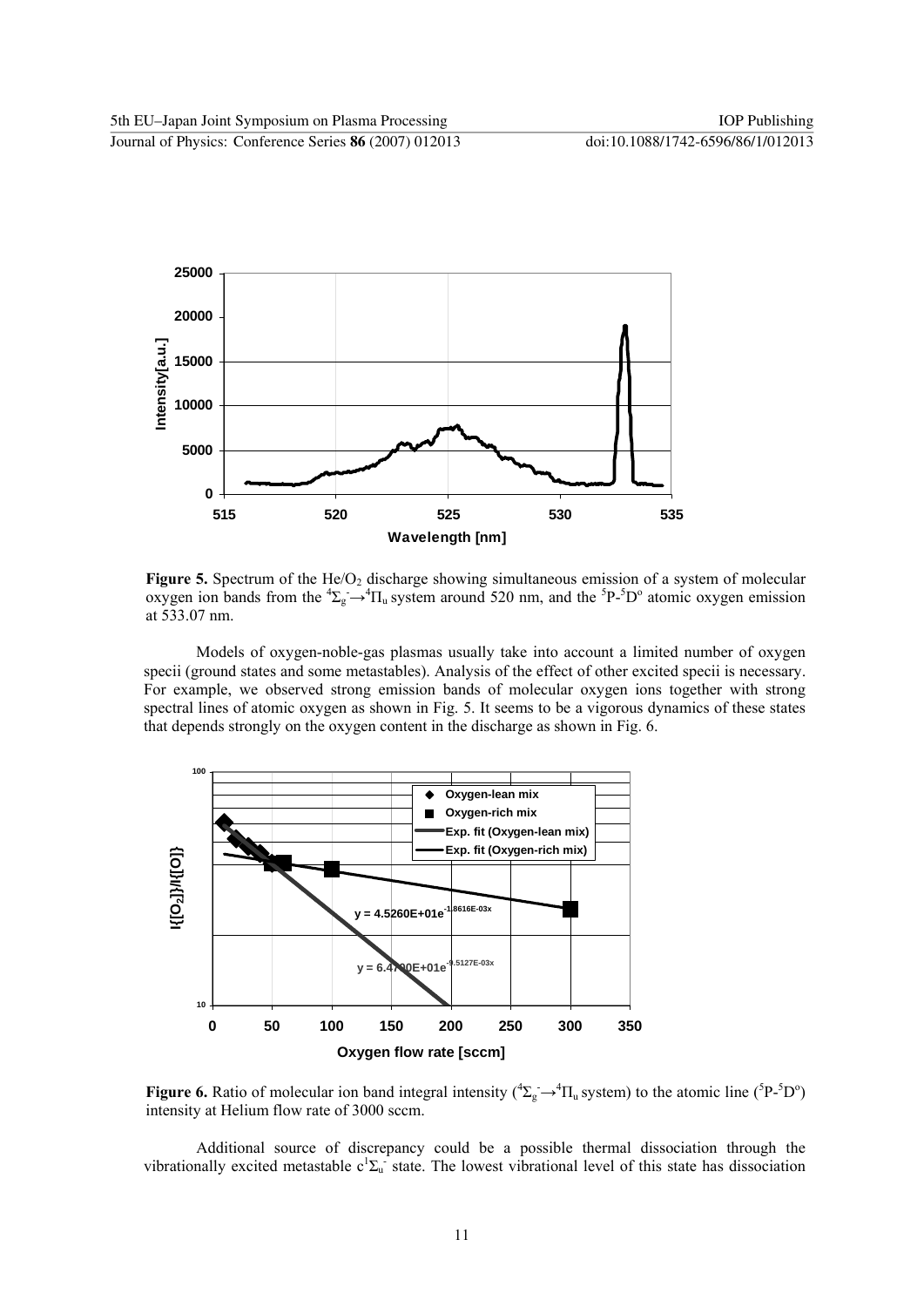**Figure 5.** Spectrum of the $He/O_2$ discharge showing simultaneous emission of a system of molecular oxygen ion bands from the ${}^4\Sigma_g^- \rightarrow {}^4\Pi_u$ system around 520 nm, and the ${}^5P$-${}^5D^o$ atomic oxygen emission at 533.07 nm.

Models of oxygen-noble-gas plasmas usually take into account a limited number of oxygen specii (ground states and some metastables). Analysis of the effect of other excited specii is necessary. For example, we observed strong emission bands of molecular oxygen ions together with strong spectral lines of atomic oxygen as shown in Fig. 5. It seems to be a vigorous dynamics of these states that depends strongly on the oxygen content in the discharge as shown in Fig. 6.

**Figure 6.** Ratio of molecular ion band integral intensity (${}^4\Sigma_g^- \rightarrow {}^4\Pi_u$ system) to the atomic line (${}^5P$-${}^5D^o$) intensity at Helium flow rate of 3000 sccm.

Additional source of discrepancy could be a possible thermal dissociation through the vibrationally excited metastable $c^1\Sigma_u^-$ state. The lowest vibrational level of this state has dissociation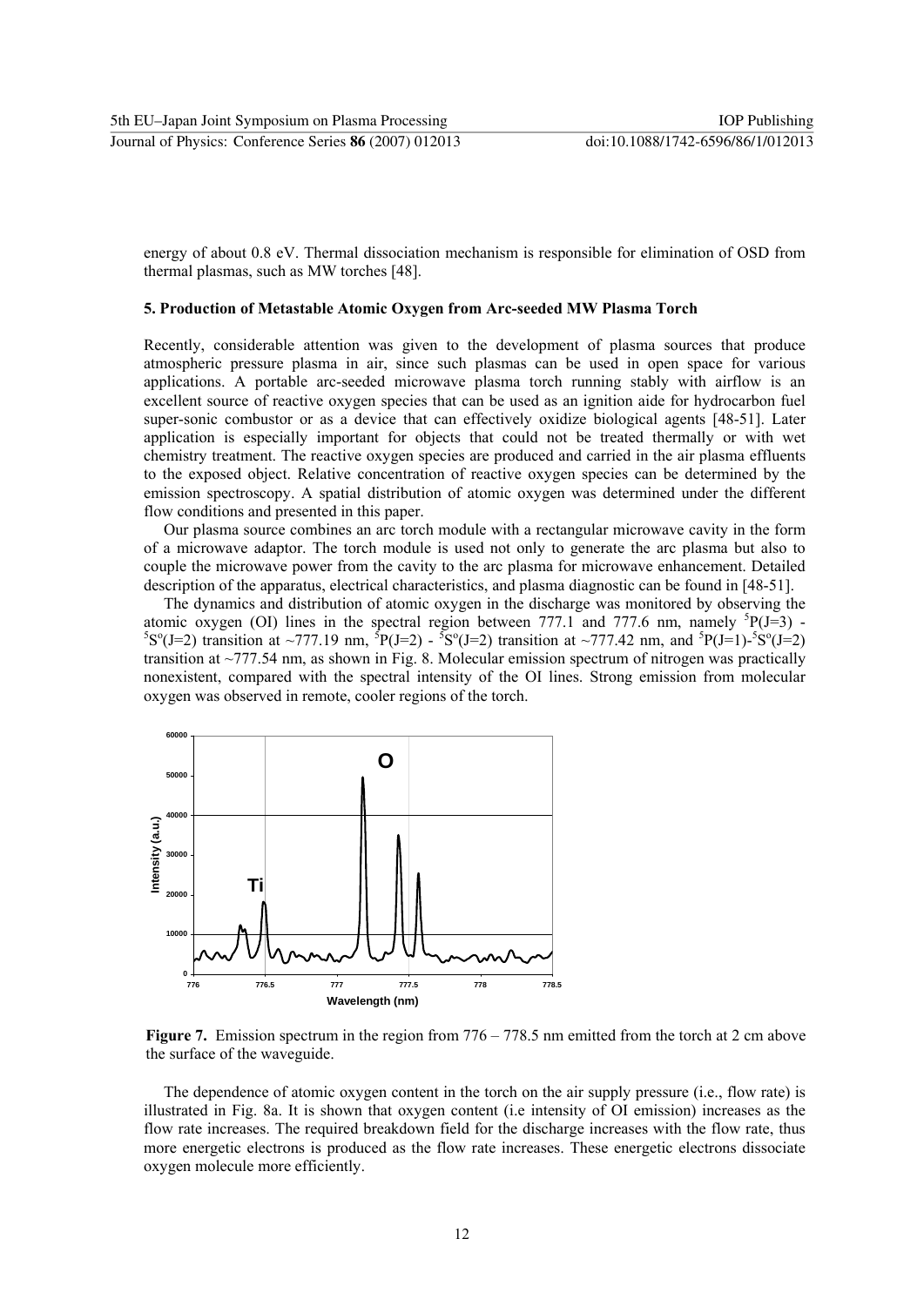energy of about 0.8 eV. Thermal dissociation mechanism is responsible for elimination of OSD from thermal plasmas, such as MW torches [48].

### 5. Production of Metastable Atomic Oxygen from Arc-seeded MW Plasma Torch

Recently, considerable attention was given to the development of plasma sources that produce atmospheric pressure plasma in air, since such plasmas can be used in open space for various applications. A portable arc-seeded microwave plasma torch running stably with airflow is an excellent source of reactive oxygen species that can be used as an ignition aide for hydrocarbon fuel super-sonic combustor or as a device that can effectively oxidize biological agents [48-51]. Later application is especially important for objects that could not be treated thermally or with wet chemistry treatment. The reactive oxygen species are produced and carried in the air plasma effluents to the exposed object. Relative concentration of reactive oxygen species can be determined by the emission spectroscopy. A spatial distribution of atomic oxygen was determined under the different flow conditions and presented in this paper.

Our plasma source combines an arc torch module with a rectangular microwave cavity in the form of a microwave adaptor. The torch module is used not only to generate the arc plasma but also to couple the microwave power from the cavity to the arc plasma for microwave enhancement. Detailed description of the apparatus, electrical characteristics, and plasma diagnostic can be found in [48-51].

The dynamics and distribution of atomic oxygen in the discharge was monitored by observing the atomic oxygen (OI) lines in the spectral region between 777.1 and 777.6 nm, namely $^5P(J=3)$ - $^5S^o(J=2)$ transition at ~777.19 nm, $^5P(J=2)$ - $^5S^o(J=2)$ transition at ~777.42 nm, and $^5P(J=1)$-$^5S^o(J=2)$ transition at ~777.54 nm, as shown in Fig. 8. Molecular emission spectrum of nitrogen was practically nonexistent, compared with the spectral intensity of the OI lines. Strong emission from molecular oxygen was observed in remote, cooler regions of the torch.

**Figure 7.** Emission spectrum in the region from 776 – 778.5 nm emitted from the torch at 2 cm above the surface of the waveguide.

The dependence of atomic oxygen content in the torch on the air supply pressure (i.e., flow rate) is illustrated in Fig. 8a. It is shown that oxygen content (i.e intensity of OI emission) increases as the flow rate increases. The required breakdown field for the discharge increases with the flow rate, thus more energetic electrons is produced as the flow rate increases. These energetic electrons dissociate oxygen molecule more efficiently.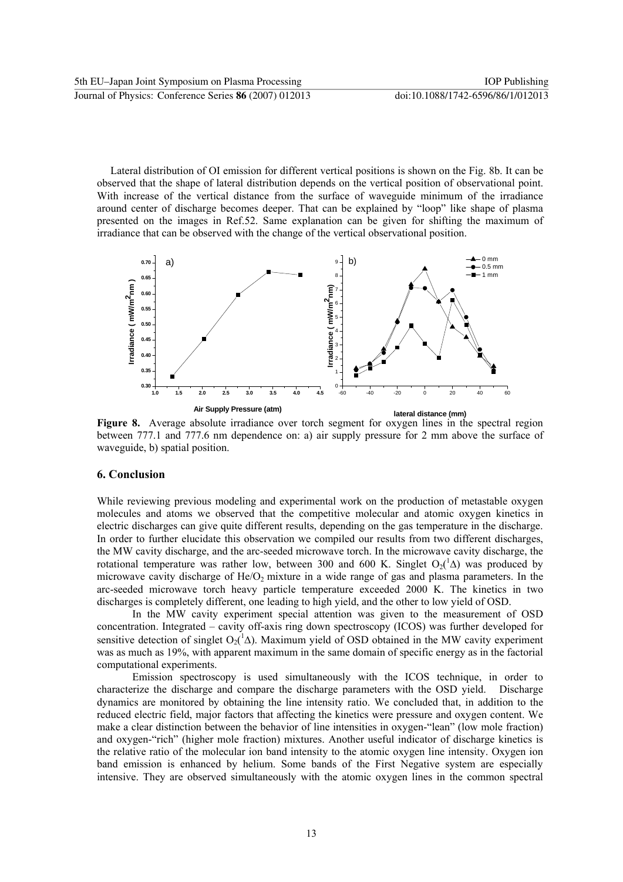Lateral distribution of OI emission for different vertical positions is shown on the Fig. 8b. It can be observed that the shape of lateral distribution depends on the vertical position of observational point. With increase of the vertical distance from the surface of waveguide minimum of the irradiance around center of discharge becomes deeper. That can be explained by "loop" like shape of plasma presented on the images in Ref.52. Same explanation can be given for shifting the maximum of irradiance that can be observed with the change of the vertical observational position.

**Figure 8.** Average absolute irradiance over torch segment for oxygen lines in the spectral region between 777.1 and 777.6 nm dependence on: a) air supply pressure for 2 mm above the surface of waveguide, b) spatial position.

## 6. Conclusion

While reviewing previous modeling and experimental work on the production of metastable oxygen molecules and atoms we observed that the competitive molecular and atomic oxygen kinetics in electric discharges can give quite different results, depending on the gas temperature in the discharge. In order to further elucidate this observation we compiled our results from two different discharges, the MW cavity discharge, and the arc-seeded microwave torch. In the microwave cavity discharge, the rotational temperature was rather low, between 300 and 600 K. Singlet $O_2(^1\Delta)$ was produced by microwave cavity discharge of $He/O_2$ mixture in a wide range of gas and plasma parameters. In the arc-seeded microwave torch heavy particle temperature exceeded 2000 K. The kinetics in two discharges is completely different, one leading to high yield, and the other to low yield of OSD.

In the MW cavity experiment special attention was given to the measurement of OSD concentration. Integrated – cavity off-axis ring down spectroscopy (ICOS) was further developed for sensitive detection of singlet $O_2(^1\Delta)$. Maximum yield of OSD obtained in the MW cavity experiment was as much as 19%, with apparent maximum in the same domain of specific energy as in the factorial computational experiments.

Emission spectroscopy is used simultaneously with the ICOS technique, in order to characterize the discharge and compare the discharge parameters with the OSD yield. Discharge dynamics are monitored by obtaining the line intensity ratio. We concluded that, in addition to the reduced electric field, major factors that affecting the kinetics were pressure and oxygen content. We make a clear distinction between the behavior of line intensities in oxygen-"lean" (low mole fraction) and oxygen-"rich" (higher mole fraction) mixtures. Another useful indicator of discharge kinetics is the relative ratio of the molecular ion band intensity to the atomic oxygen line intensity. Oxygen ion band emission is enhanced by helium. Some bands of the First Negative system are especially intensive. They are observed simultaneously with the atomic oxygen lines in the common spectral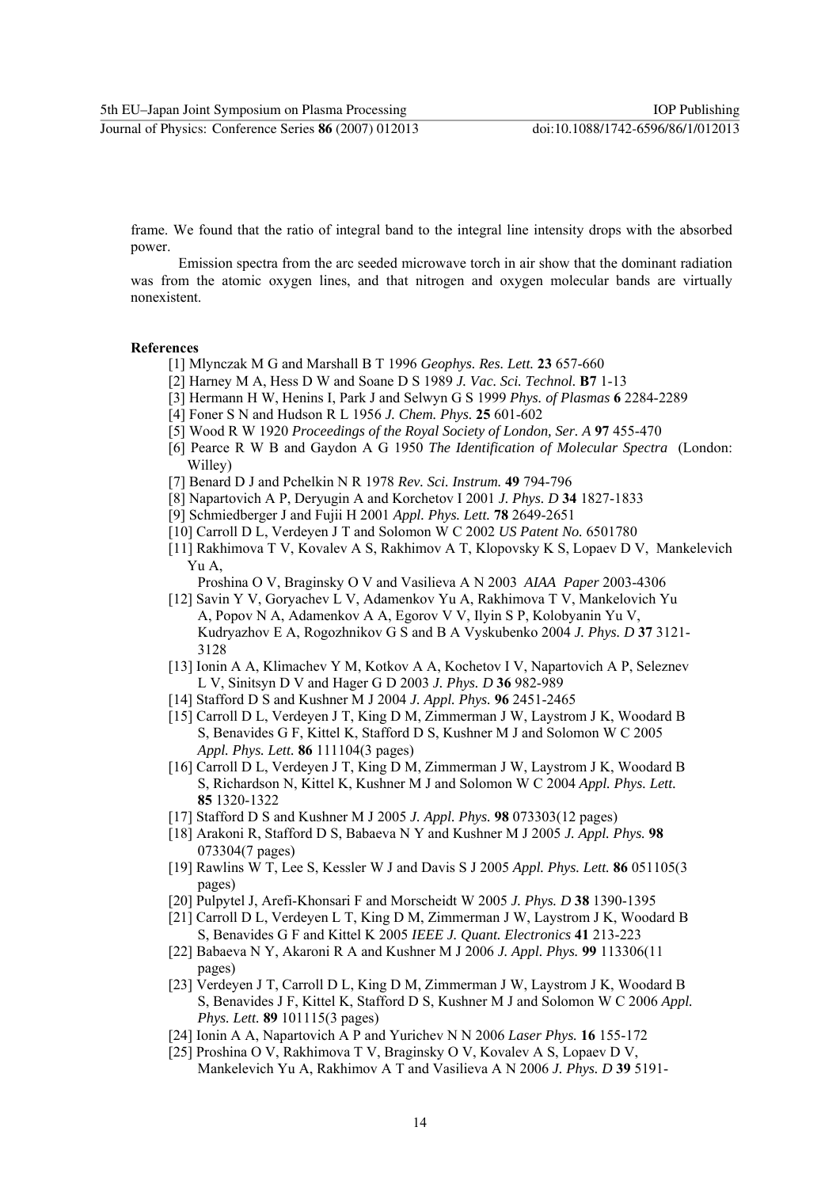frame. We found that the ratio of integral band to the integral line intensity drops with the absorbed power.

Emission spectra from the arc seeded microwave torch in air show that the dominant radiation was from the atomic oxygen lines, and that nitrogen and oxygen molecular bands are virtually nonexistent.

**References**

[1] Mlynczak M G and Marshall B T 1996 *Geophys. Res. Lett.* **23** 657-660

[2] Harney M A, Hess D W and Soane D S 1989 *J. Vac. Sci. Technol.* **B7** 1-13

[3] Hermann H W, Henins I, Park J and Selwyn G S 1999 *Phys. of Plasmas* **6** 2284-2289

[4] Foner S N and Hudson R L 1956 *J. Chem. Phys.* **25** 601-602

[5] Wood R W 1920 *Proceedings of the Royal Society of London, Ser. A* **97** 455-470

[6] Pearce R W B and Gaydon A G 1950 *The Identification of Molecular Spectra* (London: Willey)

[7] Benard D J and Pchelkin N R 1978 *Rev. Sci. Instrum.* **49** 794-796

[8] Napartovich A P, Deryugin A and Korchetov I 2001 *J. Phys. D* **34** 1827-1833

[9] Schmiedberger J and Fujii H 2001 *Appl. Phys. Lett.* **78** 2649-2651

[10] Carroll D L, Verdeyen J T and Solomon W C 2002 *US Patent No.* 6501780

[11] Rakhimova T V, Kovalev A S, Rakhimov A T, Klopovsky K S, Lopaev D V, Mankelevich Yu A, Proshina O V, Braginsky O V and Vasilieva A N 2003 *AIAA Paper* 2003-4306

[12] Savin Y V, Goryachev L V, Adamenkov Yu A, Rakhimova T V, Mankelovich Yu A, Popov N A, Adamenkov A A, Egorov V V, Ilyin S P, Kolobyanin Yu V, Kudryazhov E A, Rogozhnikov G S and B A Vyskubenko 2004 *J. Phys. D* **37** 3121-3128

[13] Ionin A A, Klimachev Y M, Kotkov A A, Kochetov I V, Napartovich A P, Seleznev L V, Sinitsyn D V and Hager G D 2003 *J. Phys. D* **36** 982-989

[14] Stafford D S and Kushner M J 2004 *J. Appl. Phys.* **96** 2451-2465

[15] Carroll D L, Verdeyen J T, King D M, Zimmerman J W, Laystrom J K, Woodard B S, Benavides G F, Kittel K, Stafford D S, Kushner M J and Solomon W C 2005 *Appl. Phys. Lett.* **86** 111104(3 pages)

[16] Carroll D L, Verdeyen J T, King D M, Zimmerman J W, Laystrom J K, Woodard B S, Richardson N, Kittel K, Kushner M J and Solomon W C 2004 *Appl. Phys. Lett.* **85** 1320-1322

[17] Stafford D S and Kushner M J 2005 *J. Appl. Phys.* **98** 073303(12 pages)

[18] Arakoni R, Stafford D S, Babaeva N Y and Kushner M J 2005 *J. Appl. Phys.* **98** 073304(7 pages)

[19] Rawlins W T, Lee S, Kessler W J and Davis S J 2005 *Appl. Phys. Lett.* **86** 051105(3 pages)

[20] Pulpytel J, Arefi-Khonsari F and Morscheidt W 2005 *J. Phys. D* **38** 1390-1395

[21] Carroll D L, Verdeyen L T, King D M, Zimmerman J W, Laystrom J K, Woodard B S, Benavides G F and Kittel K 2005 *IEEE J. Quant. Electronics* **41** 213-223

[22] Babaeva N Y, Akaroni R A and Kushner M J 2006 *J. Appl. Phys.* **99** 113306(11 pages)

[23] Verdeyen J T, Carroll D L, King D M, Zimmerman J W, Laystrom J K, Woodard B S, Benavides J F, Kittel K, Stafford D S, Kushner M J and Solomon W C 2006 *Appl. Phys. Lett.* **89** 101115(3 pages)

[24] Ionin A A, Napartovich A P and Yurichev N N 2006 *Laser Phys.* **16** 155-172

[25] Proshina O V, Rakhimova T V, Braginsky O V, Kovalev A S, Lopaev D V, Mankelevich Yu A, Rakhimov A T and Vasilieva A N 2006 *J. Phys. D* **39** 5191-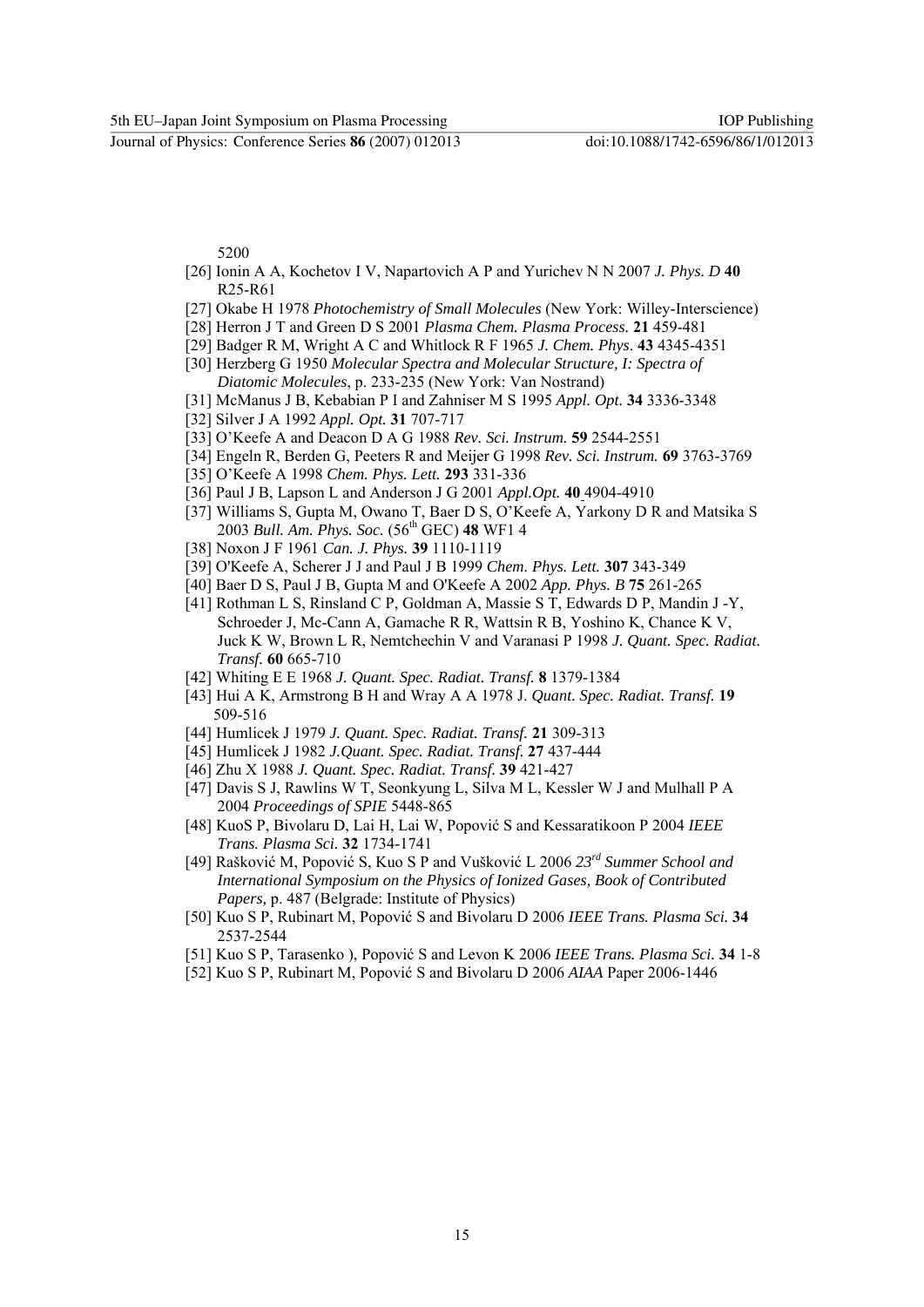5200

[26] Ionin A A, Kochetov I V, Napartovich A P and Yurichev N N 2007 *J. Phys. D* **40** R25-R61

[27] Okabe H 1978 *Photochemistry of Small Molecules* (New York: Willey-Interscience)

[28] Herron J T and Green D S 2001 *Plasma Chem. Plasma Process.* **21** 459-481

[29] Badger R M, Wright A C and Whitlock R F 1965 *J. Chem. Phys*. **43** 4345-4351

[30] Herzberg G 1950 *Molecular Spectra and Molecular Structure, I: Spectra of Diatomic Molecules*, p. 233-235 (New York: Van Nostrand)

[31] McManus J B, Kebabian P I and Zahniser M S 1995 *Appl. Opt*. **34** 3336-3348

[32] Silver J A 1992 *Appl. Opt.* **31** 707-717

[33] O'Keefe A and Deacon D A G 1988 *Rev. Sci. Instrum.* **59** 2544-2551

[34] Engeln R, Berden G, Peeters R and Meijer G 1998 *Rev. Sci. Instrum.* **69** 3763-3769

[35] O'Keefe A 1998 *Chem. Phys. Lett.* **293** 331-336

[36] Paul J B, Lapson L and Anderson J G 2001 *Appl.Opt.* **40** 4904-4910

[37] Williams S, Gupta M, Owano T, Baer D S, O'Keefe A, Yarkony D R and Matsika S 2003 *Bull. Am. Phys. Soc.* (56$^{th}$ GEC) **48** WF1 4

[38] Noxon J F 1961 *Can. J. Phys.* **39** 1110-1119

[39] O'Keefe A, Scherer J J and Paul J B 1999 *Chem. Phys. Lett.* **307** 343-349

[40] Baer D S, Paul J B, Gupta M and O'Keefe A 2002 *App. Phys. B* **75** 261-265

[41] Rothman L S, Rinsland C P, Goldman A, Massie S T, Edwards D P, Mandin J -Y, Schroeder J, Mc-Cann A, Gamache R R, Wattsin R B, Yoshino K, Chance K V, Juck K W, Brown L R, Nemtchechin V and Varanasi P 1998 *J. Quant. Spec. Radiat. Transf.* **60** 665-710

[42] Whiting E E 1968 *J. Quant. Spec. Radiat. Transf.* **8** 1379-1384

[43] Hui A K, Armstrong B H and Wray A A 1978 J. *Quant. Spec. Radiat. Transf.* **19** 509-516

[44] Humlicek J 1979 *J. Quant. Spec. Radiat. Transf.* **21** 309-313

[45] Humlicek J 1982 *J.Quant. Spec. Radiat. Transf.* **27** 437-444

[46] Zhu X 1988 *J. Quant. Spec. Radiat. Transf.* **39** 421-427

[47] Davis S J, Rawlins W T, Seonkyung L, Silva M L, Kessler W J and Mulhall P A 2004 *Proceedings of SPIE* 5448-865

[48] KuoS P, Bivolaru D, Lai H, Lai W, Popović S and Kessaratikoon P 2004 *IEEE Trans. Plasma Sci.* **32** 1734-1741

[49] Rašković M, Popović S, Kuo S P and Vušković L 2006 *23$^{rd}$ Summer School and International Symposium on the Physics of Ionized Gases, Book of Contributed Papers,* p. 487 (Belgrade: Institute of Physics)

[50] Kuo S P, Rubinart M, Popović S and Bivolaru D 2006 *IEEE Trans. Plasma Sci.* **34** 2537-2544

[51] Kuo S P, Tarasenko ), Popović S and Levon K 2006 *IEEE Trans. Plasma Sci.* **34** 1-8

[52] Kuo S P, Rubinart M, Popović S and Bivolaru D 2006 *AIAA* Paper 2006-1446